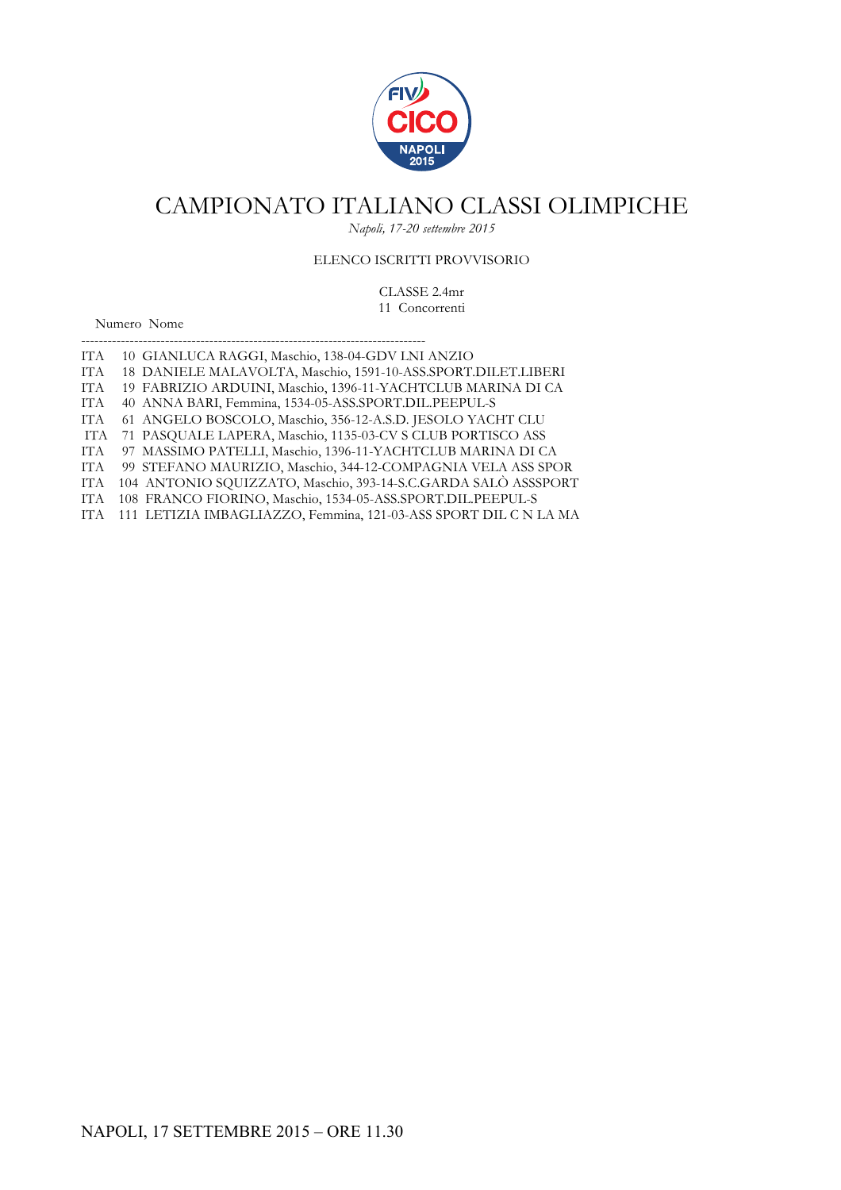# CAMPIONATO ITALIANO CLASSI OLIMPICHE

*Napoli, 17-20 settembre 2015*

ELENCO ISCRITTI PROVVISORIO

CLASSE 2.4mr
11 Concorrenti

Numero Nome

-----------------------------------------------------------------------------

ITA 10 GIANLUCA RAGGI, Maschio, 138-04-GDV LNI ANZIO
ITA 18 DANIELE MALAVOLTA, Maschio, 1591-10-ASS.SPORT.DILET.LIBERI
ITA 19 FABRIZIO ARDUINI, Maschio, 1396-11-YACHTCLUB MARINA DI CA
ITA 40 ANNA BARI, Femmina, 1534-05-ASS.SPORT.DIL.PEEPUL-S
ITA 61 ANGELO BOSCOLO, Maschio, 356-12-A.S.D. JESOLO YACHT CLU
ITA 71 PASQUALE LAPERA, Maschio, 1135-03-CV S CLUB PORTISCO ASS
ITA 97 MASSIMO PATELLI, Maschio, 1396-11-YACHTCLUB MARINA DI CA
ITA 99 STEFANO MAURIZIO, Maschio, 344-12-COMPAGNIA VELA ASS SPOR
ITA 104 ANTONIO SQUIZZATO, Maschio, 393-14-S.C.GARDA SALÒ ASSSPORT
ITA 108 FRANCO FIORINO, Maschio, 1534-05-ASS.SPORT.DIL.PEEPUL-S
ITA 111 LETIZIA IMBAGLIAZZO, Femmina, 121-03-ASS SPORT DIL C N LA MA

NAPOLI, 17 SETTEMBRE 2015 – ORE 11.30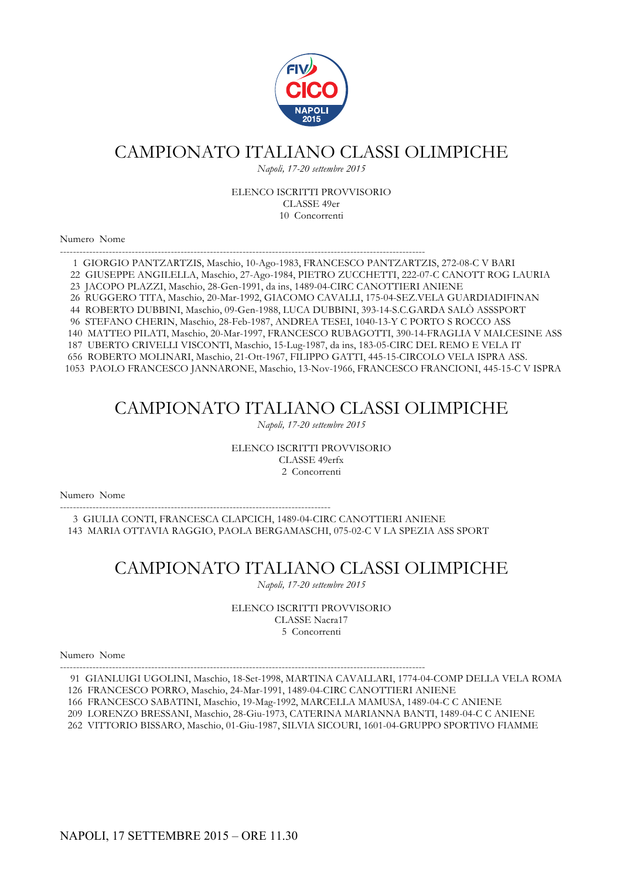# CAMPIONATO ITALIANO CLASSI OLIMPICHE

*Napoli, 17-20 settembre 2015*

ELENCO ISCRITTI PROVVISORIO
CLASSE 49er
10 Concorrenti

Numero Nome

---

1 GIORGIO PANTZARTZIS, Maschio, 10-Ago-1983, FRANCESCO PANTZARTZIS, 272-08-C V BARI
22 GIUSEPPE ANGILELLA, Maschio, 27-Ago-1984, PIETRO ZUCCHETTI, 222-07-C CANOTT ROG LAURIA
23 JACOPO PLAZZI, Maschio, 28-Gen-1991, da ins, 1489-04-CIRC CANOTTIERI ANIENE
26 RUGGERO TITA, Maschio, 20-Mar-1992, GIACOMO CAVALLI, 175-04-SEZ.VELA GUARDIADIFINAN
44 ROBERTO DUBBINI, Maschio, 09-Gen-1988, LUCA DUBBINI, 393-14-S.C.GARDA SALÒ ASSSPORT
96 STEFANO CHERIN, Maschio, 28-Feb-1987, ANDREA TESEI, 1040-13-Y C PORTO S ROCCO ASS
140 MATTEO PILATI, Maschio, 20-Mar-1997, FRANCESCO RUBAGOTTI, 390-14-FRAGLIA V MALCESINE ASS
187 UBERTO CRIVELLI VISCONTI, Maschio, 15-Lug-1987, da ins, 183-05-CIRC DEL REMO E VELA IT
656 ROBERTO MOLINARI, Maschio, 21-Ott-1967, FILIPPO GATTI, 445-15-CIRCOLO VELA ISPRA ASS.
1053 PAOLO FRANCESCO JANNARONE, Maschio, 13-Nov-1966, FRANCESCO FRANCIONI, 445-15-C V ISPRA

# CAMPIONATO ITALIANO CLASSI OLIMPICHE

*Napoli, 17-20 settembre 2015*

ELENCO ISCRITTI PROVVISORIO
CLASSE 49erfx
2 Concorrenti

Numero Nome

---

3 GIULIA CONTI, FRANCESCA CLAPCICH, 1489-04-CIRC CANOTTIERI ANIENE
143 MARIA OTTAVIA RAGGIO, PAOLA BERGAMASCHI, 075-02-C V LA SPEZIA ASS SPORT

# CAMPIONATO ITALIANO CLASSI OLIMPICHE

*Napoli, 17-20 settembre 2015*

ELENCO ISCRITTI PROVVISORIO
CLASSE Nacra17
5 Concorrenti

Numero Nome

---

91 GIANLUIGI UGOLINI, Maschio, 18-Set-1998, MARTINA CAVALLARI, 1774-04-COMP DELLA VELA ROMA
126 FRANCESCO PORRO, Maschio, 24-Mar-1991, 1489-04-CIRC CANOTTIERI ANIENE
166 FRANCESCO SABATINI, Maschio, 19-Mag-1992, MARCELLA MAMUSA, 1489-04-C C ANIENE
209 LORENZO BRESSANI, Maschio, 28-Giu-1973, CATERINA MARIANNA BANTI, 1489-04-C C ANIENE
262 VITTORIO BISSARO, Maschio, 01-Giu-1987, SILVIA SICOURI, 1601-04-GRUPPO SPORTIVO FIAMME

NAPOLI, 17 SETTEMBRE 2015 – ORE 11.30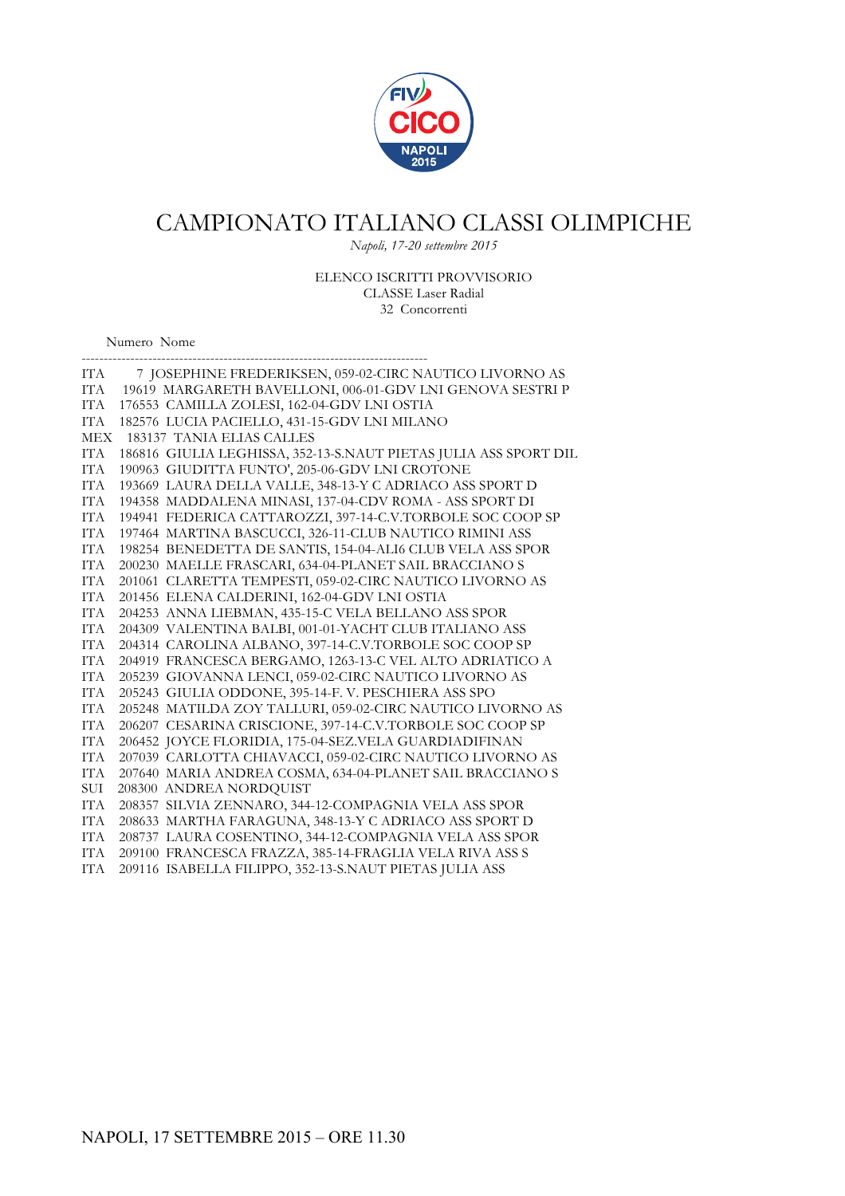# CAMPIONATO ITALIANO CLASSI OLIMPICHE

*Napoli, 17-20 settembre 2015*

ELENCO ISCRITTI PROVVISORIO
CLASSE Laser Radial
32 Concorrenti

| | Numero | Nome |
|---|---|---|
| ITA | 7 | JOSEPHINE FREDERIKSEN, 059-02-CIRC NAUTICO LIVORNO AS |
| ITA | 19619 | MARGARETH BAVELLONI, 006-01-GDV LNI GENOVA SESTRI P |
| ITA | 176553 | CAMILLA ZOLESI, 162-04-GDV LNI OSTIA |
| ITA | 182576 | LUCIA PACIELLO, 431-15-GDV LNI MILANO |
| MEX | 183137 | TANIA ELIAS CALLES |
| ITA | 186816 | GIULIA LEGHISSA, 352-13-S.NAUT PIETAS JULIA ASS SPORT DIL |
| ITA | 190963 | GIUDITTA FUNTO', 205-06-GDV LNI CROTONE |
| ITA | 193669 | LAURA DELLA VALLE, 348-13-Y C ADRIACO ASS SPORT D |
| ITA | 194358 | MADDALENA MINASI, 137-04-CDV ROMA - ASS SPORT DI |
| ITA | 194941 | FEDERICA CATTAROZZI, 397-14-C.V.TORBOLE SOC COOP SP |
| ITA | 197464 | MARTINA BASCUCCI, 326-11-CLUB NAUTICO RIMINI ASS |
| ITA | 198254 | BENEDETTA DE SANTIS, 154-04-ALI6 CLUB VELA ASS SPOR |
| ITA | 200230 | MAELLE FRASCARI, 634-04-PLANET SAIL BRACCIANO S |
| ITA | 201061 | CLARETTA TEMPESTI, 059-02-CIRC NAUTICO LIVORNO AS |
| ITA | 201456 | ELENA CALDERINI, 162-04-GDV LNI OSTIA |
| ITA | 204253 | ANNA LIEBMAN, 435-15-C VELA BELLANO ASS SPOR |
| ITA | 204309 | VALENTINA BALBI, 001-01-YACHT CLUB ITALIANO ASS |
| ITA | 204314 | CAROLINA ALBANO, 397-14-C.V.TORBOLE SOC COOP SP |
| ITA | 204919 | FRANCESCA BERGAMO, 1263-13-C VEL ALTO ADRIATICO A |
| ITA | 205239 | GIOVANNA LENCI, 059-02-CIRC NAUTICO LIVORNO AS |
| ITA | 205243 | GIULIA ODDONE, 395-14-F. V. PESCHIERA ASS SPO |
| ITA | 205248 | MATILDA ZOY TALLURI, 059-02-CIRC NAUTICO LIVORNO AS |
| ITA | 206207 | CESARINA CRISCIONE, 397-14-C.V.TORBOLE SOC COOP SP |
| ITA | 206452 | JOYCE FLORIDIA, 175-04-SEZ.VELA GUARDIADIFINAN |
| ITA | 207039 | CARLOTTA CHIAVACCI, 059-02-CIRC NAUTICO LIVORNO AS |
| ITA | 207640 | MARIA ANDREA COSMA, 634-04-PLANET SAIL BRACCIANO S |
| SUI | 208300 | ANDREA NORDQUIST |
| ITA | 208357 | SILVIA ZENNARO, 344-12-COMPAGNIA VELA ASS SPOR |
| ITA | 208633 | MARTHA FARAGUNA, 348-13-Y C ADRIACO ASS SPORT D |
| ITA | 208737 | LAURA COSENTINO, 344-12-COMPAGNIA VELA ASS SPOR |
| ITA | 209100 | FRANCESCA FRAZZA, 385-14-FRAGLIA VELA RIVA ASS S |
| ITA | 209116 | ISABELLA FILIPPO, 352-13-S.NAUT PIETAS JULIA ASS |

NAPOLI, 17 SETTEMBRE 2015 – ORE 11.30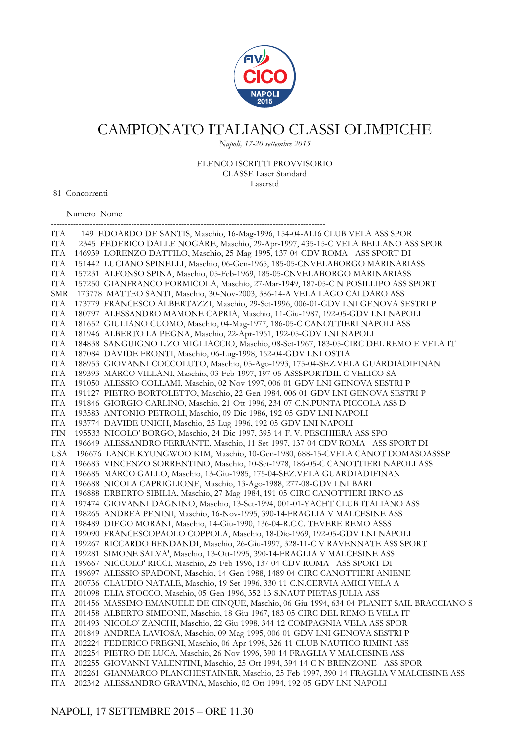# CAMPIONATO ITALIANO CLASSI OLIMPICHE

*Napoli, 17-20 settembre 2015*

ELENCO ISCRITTI PROVVISORIO
CLASSE Laser Standard
Laserstd

81 Concorrenti

Numero Nome

---

ITA 149 EDOARDO DE SANTIS, Maschio, 16-Mag-1996, 154-04-ALI6 CLUB VELA ASS SPOR
ITA 2345 FEDERICO DALLE NOGARE, Maschio, 29-Apr-1997, 435-15-C VELA BELLANO ASS SPOR
ITA 146939 LORENZO DATTILO, Maschio, 25-Mag-1995, 137-04-CDV ROMA - ASS SPORT DI
ITA 151442 LUCIANO SPINELLI, Maschio, 06-Gen-1965, 185-05-CNVELABORGO MARINARIASS
ITA 157231 ALFONSO SPINA, Maschio, 05-Feb-1969, 185-05-CNVELABORGO MARINARIASS
ITA 157250 GIANFRANCO FORMICOLA, Maschio, 27-Mar-1949, 187-05-C N POSILLIPO ASS SPORT
SMR 173778 MATTEO SANTI, Maschio, 30-Nov-2003, 386-14-A VELA LAGO CALDARO ASS
ITA 173779 FRANCESCO ALBERTAZZI, Maschio, 29-Set-1996, 006-01-GDV LNI GENOVA SESTRI P
ITA 180797 ALESSANDRO MAMONE CAPRIA, Maschio, 11-Giu-1987, 192-05-GDV LNI NAPOLI
ITA 181652 GIULIANO CUOMO, Maschio, 04-Mag-1977, 186-05-C CANOTTIERI NAPOLI ASS
ITA 181946 ALBERTO LA PEGNA, Maschio, 22-Apr-1961, 192-05-GDV LNI NAPOLI
ITA 184838 SANGUIGNO L.ZO MIGLIACCIO, Maschio, 08-Set-1967, 183-05-CIRC DEL REMO E VELA IT
ITA 187084 DAVIDE FRONTI, Maschio, 06-Lug-1998, 162-04-GDV LNI OSTIA
ITA 188953 GIOVANNI COCCOLUTO, Maschio, 05-Ago-1993, 175-04-SEZ.VELA GUARDIADIFINAN
ITA 189393 MARCO VILLANI, Maschio, 03-Feb-1997, 197-05-ASSSPORTDIL C VELICO SA
ITA 191050 ALESSIO COLLAMI, Maschio, 02-Nov-1997, 006-01-GDV LNI GENOVA SESTRI P
ITA 191127 PIETRO BORTOLETTO, Maschio, 22-Gen-1984, 006-01-GDV LNI GENOVA SESTRI P
ITA 191846 GIORGIO CARLINO, Maschio, 21-Ott-1996, 234-07-C.N.PUNTA PICCOLA ASS D
ITA 193583 ANTONIO PETROLI, Maschio, 09-Dic-1986, 192-05-GDV LNI NAPOLI
ITA 193774 DAVIDE UNICH, Maschio, 25-Lug-1996, 192-05-GDV LNI NAPOLI
FIN 195533 NICOLO' BORGO, Maschio, 24-Dic-1997, 395-14-F. V. PESCHIERA ASS SPO
ITA 196649 ALESSANDRO FERRANTE, Maschio, 11-Set-1997, 137-04-CDV ROMA - ASS SPORT DI
USA 196676 LANCE KYUNGWOO KIM, Maschio, 10-Gen-1980, 688-15-CVELA CANOT DOMASOASSSP
ITA 196683 VINCENZO SORRENTINO, Maschio, 10-Set-1978, 186-05-C CANOTTIERI NAPOLI ASS
ITA 196685 MARCO GALLO, Maschio, 13-Giu-1985, 175-04-SEZ.VELA GUARDIADIFINAN
ITA 196688 NICOLA CAPRIGLIONE, Maschio, 13-Ago-1988, 277-08-GDV LNI BARI
ITA 196888 ERBERTO SIBILIA, Maschio, 27-Mag-1984, 191-05-CIRC CANOTTIERI IRNO AS
ITA 197474 GIOVANNI DAGNINO, Maschio, 13-Set-1994, 001-01-YACHT CLUB ITALIANO ASS
ITA 198265 ANDREA PENINI, Maschio, 16-Nov-1995, 390-14-FRAGLIA V MALCESINE ASS
ITA 198489 DIEGO MORANI, Maschio, 14-Giu-1990, 136-04-R.C.C. TEVERE REMO ASSS
ITA 199090 FRANCESCOPAOLO COPPOLA, Maschio, 18-Dic-1969, 192-05-GDV LNI NAPOLI
ITA 199267 RICCARDO BENDANDI, Maschio, 26-Giu-1997, 328-11-C V RAVENNATE ASS SPORT
ITA 199281 SIMONE SALVA', Maschio, 13-Ott-1995, 390-14-FRAGLIA V MALCESINE ASS
ITA 199667 NICCOLO' RICCI, Maschio, 25-Feb-1996, 137-04-CDV ROMA - ASS SPORT DI
ITA 199697 ALESSIO SPADONI, Maschio, 14-Gen-1988, 1489-04-CIRC CANOTTIERI ANIENE
ITA 200736 CLAUDIO NATALE, Maschio, 19-Set-1996, 330-11-C.N.CERVIA AMICI VELA A
ITA 201098 ELIA STOCCO, Maschio, 05-Gen-1996, 352-13-S.NAUT PIETAS JULIA ASS
ITA 201456 MASSIMO EMANUELE DE CINQUE, Maschio, 06-Giu-1994, 634-04-PLANET SAIL BRACCIANO S
ITA 201458 ALBERTO SIMEONE, Maschio, 18-Giu-1967, 183-05-CIRC DEL REMO E VELA IT
ITA 201493 NICOLO' ZANCHI, Maschio, 22-Giu-1998, 344-12-COMPAGNIA VELA ASS SPOR
ITA 201849 ANDREA LAVIOSA, Maschio, 09-Mag-1995, 006-01-GDV LNI GENOVA SESTRI P
ITA 202224 FEDERICO FREGNI, Maschio, 06-Apr-1998, 326-11-CLUB NAUTICO RIMINI ASS
ITA 202254 PIETRO DE LUCA, Maschio, 26-Nov-1996, 390-14-FRAGLIA V MALCESINE ASS
ITA 202255 GIOVANNI VALENTINI, Maschio, 25-Ott-1994, 394-14-C N BRENZONE - ASS SPOR
ITA 202261 GIANMARCO PLANCHESTAINER, Maschio, 25-Feb-1997, 390-14-FRAGLIA V MALCESINE ASS
ITA 202342 ALESSANDRO GRAVINA, Maschio, 02-Ott-1994, 192-05-GDV LNI NAPOLI

NAPOLI, 17 SETTEMBRE 2015 – ORE 11.30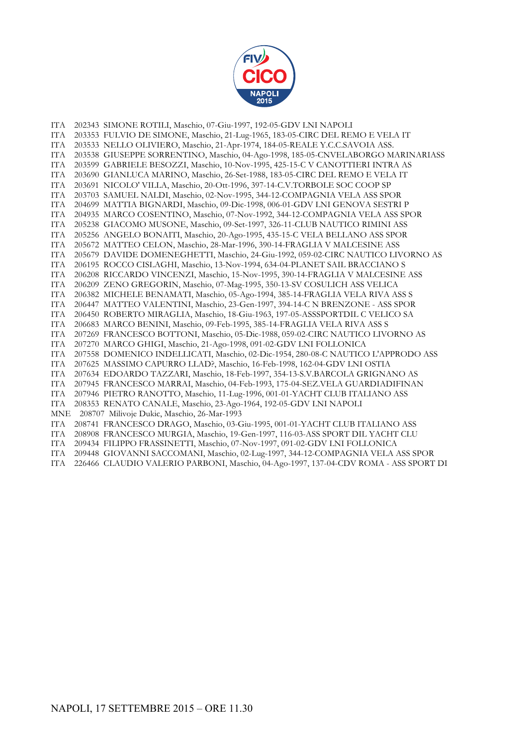ITA 202343 SIMONE ROTILI, Maschio, 07-Giu-1997, 192-05-GDV LNI NAPOLI
ITA 203353 FULVIO DE SIMONE, Maschio, 21-Lug-1965, 183-05-CIRC DEL REMO E VELA IT
ITA 203533 NELLO OLIVIERO, Maschio, 21-Apr-1974, 184-05-REALE Y.C.C.SAVOIA ASS.
ITA 203538 GIUSEPPE SORRENTINO, Maschio, 04-Ago-1998, 185-05-CNVELABORGO MARINARIASS
ITA 203599 GABRIELE BESOZZI, Maschio, 10-Nov-1995, 425-15-C V CANOTTIERI INTRA AS
ITA 203690 GIANLUCA MARINO, Maschio, 26-Set-1988, 183-05-CIRC DEL REMO E VELA IT
ITA 203691 NICOLO' VILLA, Maschio, 20-Ott-1996, 397-14-C.V.TORBOLE SOC COOP SP
ITA 203703 SAMUEL NALDI, Maschio, 02-Nov-1995, 344-12-COMPAGNIA VELA ASS SPOR
ITA 204699 MATTIA BIGNARDI, Maschio, 09-Dic-1998, 006-01-GDV LNI GENOVA SESTRI P
ITA 204935 MARCO COSENTINO, Maschio, 07-Nov-1992, 344-12-COMPAGNIA VELA ASS SPOR
ITA 205238 GIACOMO MUSONE, Maschio, 09-Set-1997, 326-11-CLUB NAUTICO RIMINI ASS
ITA 205256 ANGELO BONAITI, Maschio, 20-Ago-1995, 435-15-C VELA BELLANO ASS SPOR
ITA 205672 MATTEO CELON, Maschio, 28-Mar-1996, 390-14-FRAGLIA V MALCESINE ASS
ITA 205679 DAVIDE DOMENEGHETTI, Maschio, 24-Giu-1992, 059-02-CIRC NAUTICO LIVORNO AS
ITA 206195 ROCCO CISLAGHI, Maschio, 13-Nov-1994, 634-04-PLANET SAIL BRACCIANO S
ITA 206208 RICCARDO VINCENZI, Maschio, 15-Nov-1995, 390-14-FRAGLIA V MALCESINE ASS
ITA 206209 ZENO GREGORIN, Maschio, 07-Mag-1995, 350-13-SV COSULICH ASS VELICA
ITA 206382 MICHELE BENAMATI, Maschio, 05-Ago-1994, 385-14-FRAGLIA VELA RIVA ASS S
ITA 206447 MATTEO VALENTINI, Maschio, 23-Gen-1997, 394-14-C N BRENZONE - ASS SPOR
ITA 206450 ROBERTO MIRAGLIA, Maschio, 18-Giu-1963, 197-05-ASSSPORTDIL C VELICO SA
ITA 206683 MARCO BENINI, Maschio, 09-Feb-1995, 385-14-FRAGLIA VELA RIVA ASS S
ITA 207269 FRANCESCO BOTTONI, Maschio, 05-Dic-1988, 059-02-CIRC NAUTICO LIVORNO AS
ITA 207270 MARCO GHIGI, Maschio, 21-Ago-1998, 091-02-GDV LNI FOLLONICA
ITA 207558 DOMENICO INDELLICATI, Maschio, 02-Dic-1954, 280-08-C NAUTICO L'APPRODO ASS
ITA 207625 MASSIMO CAPURRO LLAD?, Maschio, 16-Feb-1998, 162-04-GDV LNI OSTIA
ITA 207634 EDOARDO TAZZARI, Maschio, 18-Feb-1997, 354-13-S.V.BARCOLA GRIGNANO AS
ITA 207945 FRANCESCO MARRAI, Maschio, 04-Feb-1993, 175-04-SEZ.VELA GUARDIADIFINAN
ITA 207946 PIETRO RANOTTO, Maschio, 11-Lug-1996, 001-01-YACHT CLUB ITALIANO ASS
ITA 208353 RENATO CANALE, Maschio, 23-Ago-1964, 192-05-GDV LNI NAPOLI
MNE 208707 Milivoje Dukic, Maschio, 26-Mar-1993
ITA 208741 FRANCESCO DRAGO, Maschio, 03-Giu-1995, 001-01-YACHT CLUB ITALIANO ASS
ITA 208908 FRANCESCO MURGIA, Maschio, 19-Gen-1997, 116-03-ASS SPORT DIL YACHT CLU
ITA 209434 FILIPPO FRASSINETTI, Maschio, 07-Nov-1997, 091-02-GDV LNI FOLLONICA
ITA 209448 GIOVANNI SACCOMANI, Maschio, 02-Lug-1997, 344-12-COMPAGNIA VELA ASS SPOR
ITA 226466 CLAUDIO VALERIO PARBONI, Maschio, 04-Ago-1997, 137-04-CDV ROMA - ASS SPORT DI

NAPOLI, 17 SETTEMBRE 2015 – ORE 11.30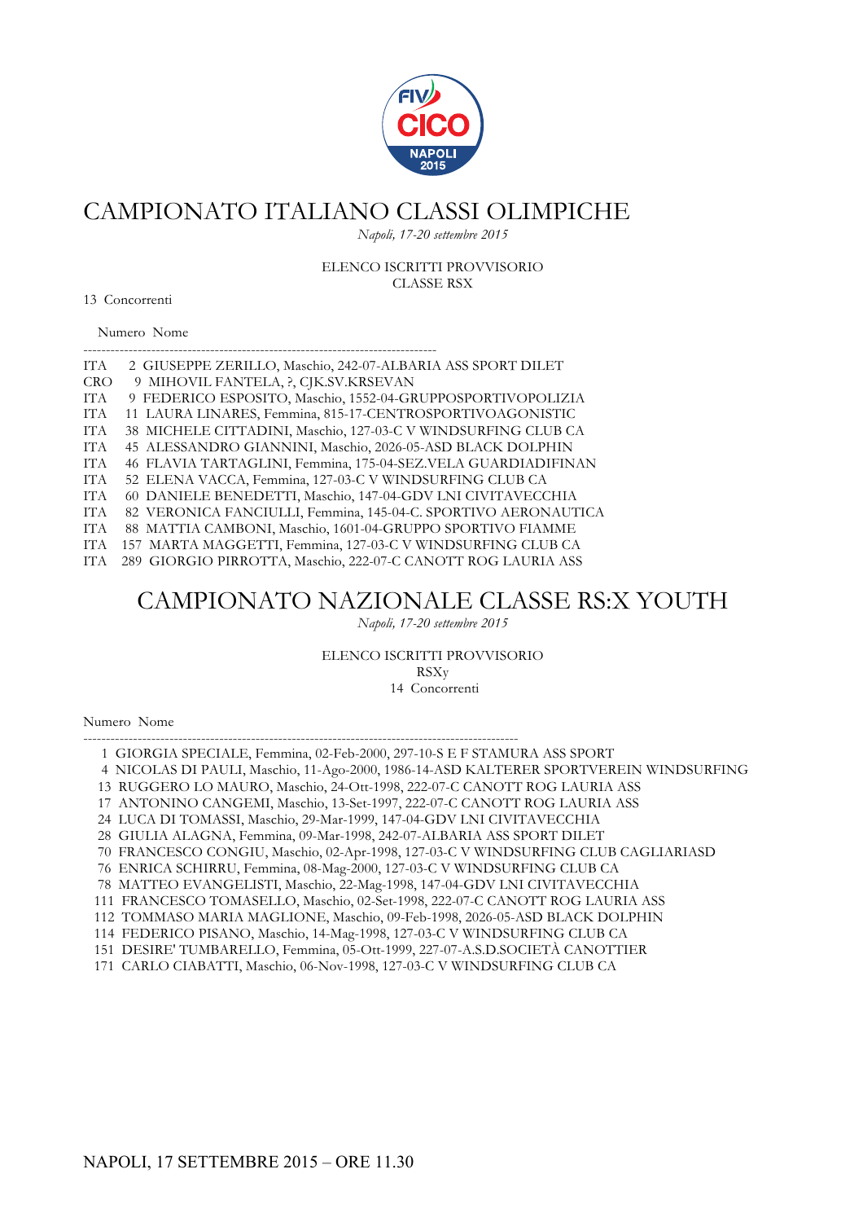# CAMPIONATO ITALIANO CLASSI OLIMPICHE

*Napoli, 17-20 settembre 2015*

ELENCO ISCRITTI PROVVISORIO
CLASSE RSX

13 Concorrenti

Numero Nome

---

ITA 2 GIUSEPPE ZERILLO, Maschio, 242-07-ALBARIA ASS SPORT DILET
CRO 9 MIHOVIL FANTELA, ?, CJK.SV.KRSEVAN
ITA 9 FEDERICO ESPOSITO, Maschio, 1552-04-GRUPPOSPORTIVOPOLIZIA
ITA 11 LAURA LINARES, Femmina, 815-17-CENTROSPORTIVOAGONISTIC
ITA 38 MICHELE CITTADINI, Maschio, 127-03-C V WINDSURFING CLUB CA
ITA 45 ALESSANDRO GIANNINI, Maschio, 2026-05-ASD BLACK DOLPHIN
ITA 46 FLAVIA TARTAGLINI, Femmina, 175-04-SEZ.VELA GUARDIADIFINAN
ITA 52 ELENA VACCA, Femmina, 127-03-C V WINDSURFING CLUB CA
ITA 60 DANIELE BENEDETTI, Maschio, 147-04-GDV LNI CIVITAVECCHIA
ITA 82 VERONICA FANCIULLI, Femmina, 145-04-C. SPORTIVO AERONAUTICA
ITA 88 MATTIA CAMBONI, Maschio, 1601-04-GRUPPO SPORTIVO FIAMME
ITA 157 MARTA MAGGETTI, Femmina, 127-03-C V WINDSURFING CLUB CA
ITA 289 GIORGIO PIRROTTA, Maschio, 222-07-C CANOTT ROG LAURIA ASS

# CAMPIONATO NAZIONALE CLASSE RS:X YOUTH

*Napoli, 17-20 settembre 2015*

ELENCO ISCRITTI PROVVISORIO
RSXy
14 Concorrenti

Numero Nome

---

1 GIORGIA SPECIALE, Femmina, 02-Feb-2000, 297-10-S E F STAMURA ASS SPORT
4 NICOLAS DI PAULI, Maschio, 11-Ago-2000, 1986-14-ASD KALTERER SPORTVEREIN WINDSURFING
13 RUGGERO LO MAURO, Maschio, 24-Ott-1998, 222-07-C CANOTT ROG LAURIA ASS
17 ANTONINO CANGEMI, Maschio, 13-Set-1997, 222-07-C CANOTT ROG LAURIA ASS
24 LUCA DI TOMASSI, Maschio, 29-Mar-1999, 147-04-GDV LNI CIVITAVECCHIA
28 GIULIA ALAGNA, Femmina, 09-Mar-1998, 242-07-ALBARIA ASS SPORT DILET
70 FRANCESCO CONGIU, Maschio, 02-Apr-1998, 127-03-C V WINDSURFING CLUB CAGLIARIASD
76 ENRICA SCHIRRU, Femmina, 08-Mag-2000, 127-03-C V WINDSURFING CLUB CA
78 MATTEO EVANGELISTI, Maschio, 22-Mag-1998, 147-04-GDV LNI CIVITAVECCHIA
111 FRANCESCO TOMASELLO, Maschio, 02-Set-1998, 222-07-C CANOTT ROG LAURIA ASS
112 TOMMASO MARIA MAGLIONE, Maschio, 09-Feb-1998, 2026-05-ASD BLACK DOLPHIN
114 FEDERICO PISANO, Maschio, 14-Mag-1998, 127-03-C V WINDSURFING CLUB CA
151 DESIRE' TUMBARELLO, Femmina, 05-Ott-1999, 227-07-A.S.D.SOCIETÀ CANOTTIER
171 CARLO CIABATTI, Maschio, 06-Nov-1998, 127-03-C V WINDSURFING CLUB CA

NAPOLI, 17 SETTEMBRE 2015 – ORE 11.30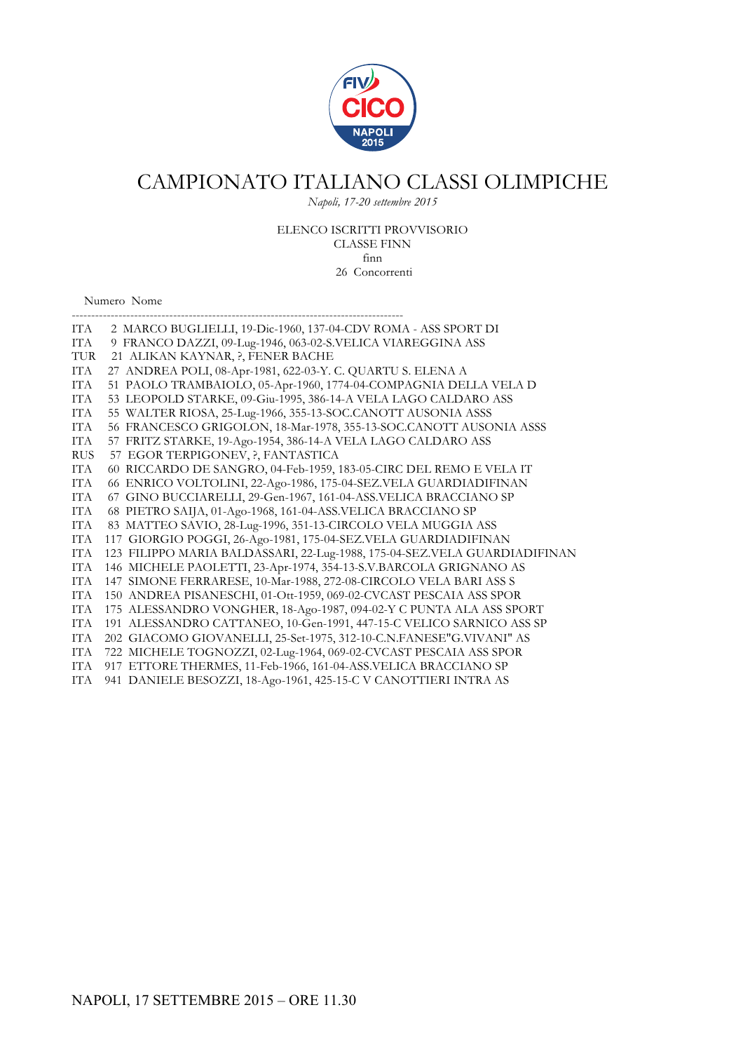# CAMPIONATO ITALIANO CLASSI OLIMPICHE

*Napoli, 17-20 settembre 2015*

ELENCO ISCRITTI PROVVISORIO
CLASSE FINN
finn
26 Concorrenti

```
   Numero  Nome
-----------------------------------------------------------------------------------
ITA     2  MARCO BUGLIELLI, 19-Dic-1960, 137-04-CDV ROMA - ASS SPORT DI
ITA     9  FRANCO DAZZI, 09-Lug-1946, 063-02-S.VELICA VIAREGGINA ASS
TUR    21  ALIKAN KAYNAR, ?, FENER BACHE
ITA    27  ANDREA POLI, 08-Apr-1981, 622-03-Y. C. QUARTU S. ELENA A
ITA    51  PAOLO TRAMBAIOLO, 05-Apr-1960, 1774-04-COMPAGNIA DELLA VELA D
ITA    53  LEOPOLD STARKE, 09-Giu-1995, 386-14-A VELA LAGO CALDARO ASS
ITA    55  WALTER RIOSA, 25-Lug-1966, 355-13-SOC.CANOTT AUSONIA ASSS
ITA    56  FRANCESCO GRIGOLON, 18-Mar-1978, 355-13-SOC.CANOTT AUSONIA ASSS
ITA    57  FRITZ STARKE, 19-Ago-1954, 386-14-A VELA LAGO CALDARO ASS
RUS    57  EGOR TERPIGONEV, ?, FANTASTICA
ITA    60  RICCARDO DE SANGRO, 04-Feb-1959, 183-05-CIRC DEL REMO E VELA IT
ITA    66  ENRICO VOLTOLINI, 22-Ago-1986, 175-04-SEZ.VELA GUARDIADIFINAN
ITA    67  GINO BUCCIARELLI, 29-Gen-1967, 161-04-ASS.VELICA BRACCIANO SP
ITA    68  PIETRO SAIJA, 01-Ago-1968, 161-04-ASS.VELICA BRACCIANO SP
ITA    83  MATTEO SAVIO, 28-Lug-1996, 351-13-CIRCOLO VELA MUGGIA ASS
ITA   117  GIORGIO POGGI, 26-Ago-1981, 175-04-SEZ.VELA GUARDIADIFINAN
ITA   123  FILIPPO MARIA BALDASSARI, 22-Lug-1988, 175-04-SEZ.VELA GUARDIADIFINAN
ITA   146  MICHELE PAOLETTI, 23-Apr-1974, 354-13-S.V.BARCOLA GRIGNANO AS
ITA   147  SIMONE FERRARESE, 10-Mar-1988, 272-08-CIRCOLO VELA BARI ASS S
ITA   150  ANDREA PISANESCHI, 01-Ott-1959, 069-02-CVCAST PESCAIA ASS SPOR
ITA   175  ALESSANDRO VONGHER, 18-Ago-1987, 094-02-Y C PUNTA ALA ASS SPORT
ITA   191  ALESSANDRO CATTANEO, 10-Gen-1991, 447-15-C VELICO SARNICO ASS SP
ITA   202  GIACOMO GIOVANELLI, 25-Set-1975, 312-10-C.N.FANESE"G.VIVANI" AS
ITA   722  MICHELE TOGNOZZI, 02-Lug-1964, 069-02-CVCAST PESCAIA ASS SPOR
ITA   917  ETTORE THERMES, 11-Feb-1966, 161-04-ASS.VELICA BRACCIANO SP
ITA   941  DANIELE BESOZZI, 18-Ago-1961, 425-15-C V CANOTTIERI INTRA AS
```

NAPOLI, 17 SETTEMBRE 2015 – ORE 11.30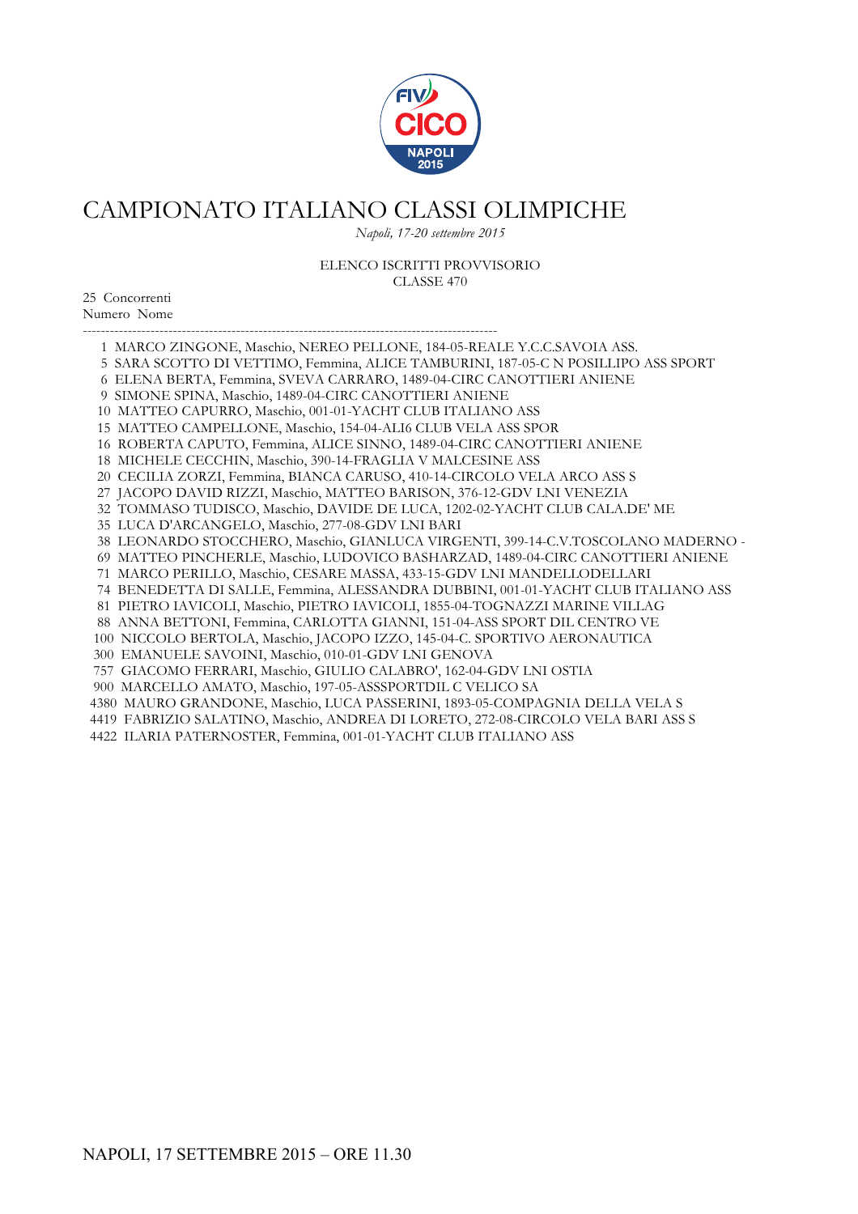# CAMPIONATO ITALIANO CLASSI OLIMPICHE

*Napoli, 17-20 settembre 2015*

ELENCO ISCRITTI PROVVISORIO
CLASSE 470

25 Concorrenti
Numero Nome

------------------------------------------------------------------------------------------

1 MARCO ZINGONE, Maschio, NEREO PELLONE, 184-05-REALE Y.C.C.SAVOIA ASS.
5 SARA SCOTTO DI VETTIMO, Femmina, ALICE TAMBURINI, 187-05-C N POSILLIPO ASS SPORT
6 ELENA BERTA, Femmina, SVEVA CARRARO, 1489-04-CIRC CANOTTIERI ANIENE
9 SIMONE SPINA, Maschio, 1489-04-CIRC CANOTTIERI ANIENE
10 MATTEO CAPURRO, Maschio, 001-01-YACHT CLUB ITALIANO ASS
15 MATTEO CAMPELLONE, Maschio, 154-04-ALI6 CLUB VELA ASS SPOR
16 ROBERTA CAPUTO, Femmina, ALICE SINNO, 1489-04-CIRC CANOTTIERI ANIENE
18 MICHELE CECCHIN, Maschio, 390-14-FRAGLIA V MALCESINE ASS
20 CECILIA ZORZI, Femmina, BIANCA CARUSO, 410-14-CIRCOLO VELA ARCO ASS S
27 JACOPO DAVID RIZZI, Maschio, MATTEO BARISON, 376-12-GDV LNI VENEZIA
32 TOMMASO TUDISCO, Maschio, DAVIDE DE LUCA, 1202-02-YACHT CLUB CALA.DE' ME
35 LUCA D'ARCANGELO, Maschio, 277-08-GDV LNI BARI
38 LEONARDO STOCCHERO, Maschio, GIANLUCA VIRGENTI, 399-14-C.V.TOSCOLANO MADERNO -
69 MATTEO PINCHERLE, Maschio, LUDOVICO BASHARZAD, 1489-04-CIRC CANOTTIERI ANIENE
71 MARCO PERILLO, Maschio, CESARE MASSA, 433-15-GDV LNI MANDELLODELLARI
74 BENEDETTA DI SALLE, Femmina, ALESSANDRA DUBBINI, 001-01-YACHT CLUB ITALIANO ASS
81 PIETRO IAVICOLI, Maschio, PIETRO IAVICOLI, 1855-04-TOGNAZZI MARINE VILLAG
88 ANNA BETTONI, Femmina, CARLOTTA GIANNI, 151-04-ASS SPORT DIL CENTRO VE
100 NICCOLO BERTOLA, Maschio, JACOPO IZZO, 145-04-C. SPORTIVO AERONAUTICA
300 EMANUELE SAVOINI, Maschio, 010-01-GDV LNI GENOVA
757 GIACOMO FERRARI, Maschio, GIULIO CALABRO', 162-04-GDV LNI OSTIA
900 MARCELLO AMATO, Maschio, 197-05-ASSSPORTDIL C VELICO SA
4380 MAURO GRANDONE, Maschio, LUCA PASSERINI, 1893-05-COMPAGNIA DELLA VELA S
4419 FABRIZIO SALATINO, Maschio, ANDREA DI LORETO, 272-08-CIRCOLO VELA BARI ASS S
4422 ILARIA PATERNOSTER, Femmina, 001-01-YACHT CLUB ITALIANO ASS

NAPOLI, 17 SETTEMBRE 2015 – ORE 11.30